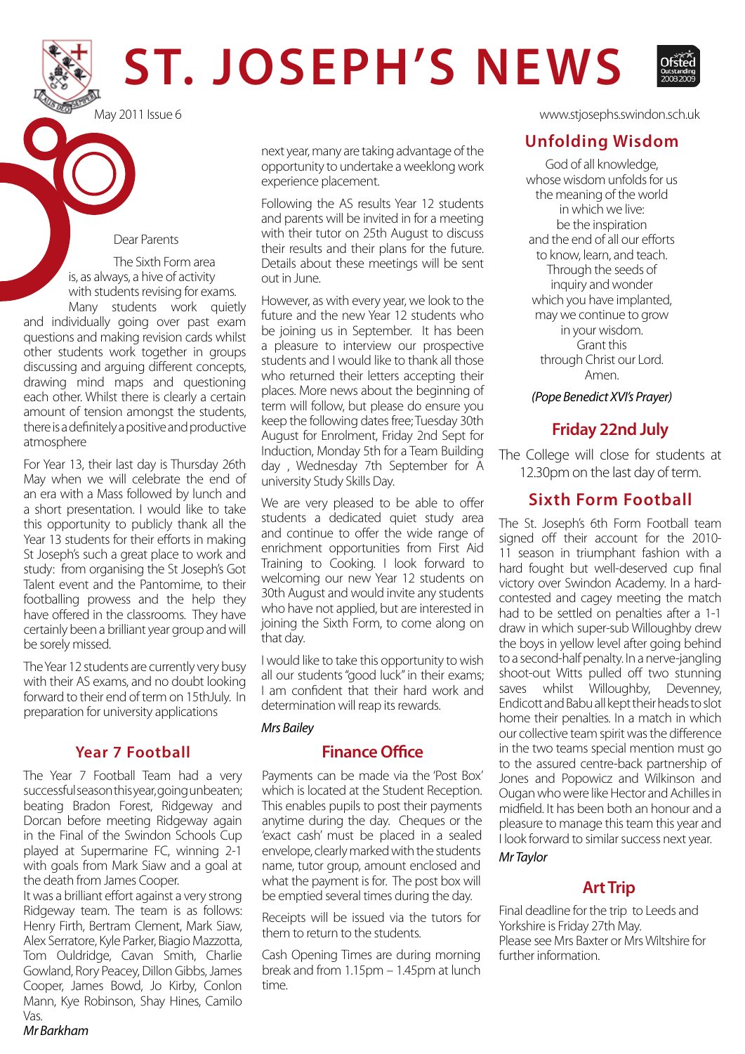# ST. JOSEPH'S NEWS

May 2011 Issue 6

www.stjosephs.swindon.sch.uk

Dear Parents

The Sixth Form area is, as always, a hive of activity with students revising for exams. Many students work quietly and individually going over past exam questions and making revision cards whilst other students work together in groups discussing and arguing different concepts, drawing mind maps and questioning each other. Whilst there is clearly a certain amount of tension amongst the students, there is a definitely a positive and productive atmosphere

For Year 13, their last day is Thursday 26th May when we will celebrate the end of an era with a Mass followed by lunch and a short presentation. I would like to take this opportunity to publicly thank all the Year 13 students for their efforts in making St Joseph's such a great place to work and study: from organising the St Joseph's Got Talent event and the Pantomime, to their footballing prowess and the help they have offered in the classrooms. They have certainly been a brilliant year group and will be sorely missed.

The Year 12 students are currently very busy with their AS exams, and no doubt looking forward to their end of term on 15thJuly. In preparation for university applications next year, many are taking advantage of the opportunity to undertake a weeklong work experience placement.

Following the AS results Year 12 students and parents will be invited in for a meeting with their tutor on 25th August to discuss their results and their plans for the future. Details about these meetings will be sent out in June.

However, as with every year, we look to the future and the new Year 12 students who be joining us in September. It has been a pleasure to interview our prospective students and I would like to thank all those who returned their letters accepting their places. More news about the beginning of term will follow, but please do ensure you keep the following dates free; Tuesday 30th August for Enrolment, Friday 2nd Sept for Induction, Monday 5th for a Team Building day , Wednesday 7th September for A university Study Skills Day.

We are very pleased to be able to offer students a dedicated quiet study area and continue to offer the wide range of enrichment opportunities from First Aid Training to Cooking. I look forward to welcoming our new Year 12 students on 30th August and would invite any students who have not applied, but are interested in joining the Sixth Form, to come along on that day.

I would like to take this opportunity to wish all our students "good luck" in their exams; I am confident that their hard work and determination will reap its rewards.

*Mrs Bailey*

## Year 7 Football

The Year 7 Football Team had a very successful season this year, going unbeaten; beating Bradon Forest, Ridgeway and Dorcan before meeting Ridgeway again in the Final of the Swindon Schools Cup played at Supermarine FC, winning 2-1 with goals from Mark Siaw and a goal at the death from James Cooper.

It was a brilliant effort against a very strong Ridgeway team. The team is as follows: Henry Firth, Bertram Clement, Mark Siaw, Alex Serratore, Kyle Parker, Biagio Mazzotta, Tom Ouldridge, Cavan Smith, Charlie Gowland, Rory Peacey, Dillon Gibbs, James Cooper, James Bowd, Jo Kirby, Conlon Mann, Kye Robinson, Shay Hines, Camilo Vas.

*Mr Barkham*

## Finance Office

Payments can be made via the 'Post Box' which is located at the Student Reception. This enables pupils to post their payments anytime during the day. Cheques or the 'exact cash' must be placed in a sealed envelope, clearly marked with the students name, tutor group, amount enclosed and what the payment is for. The post box will be emptied several times during the day.

Receipts will be issued via the tutors for them to return to the students.

Cash Opening Times are during morning break and from 1.15pm – 1.45pm at lunch time.

## Unfolding Wisdom

God of all knowledge,
whose wisdom unfolds for us
the meaning of the world
in which we live:
be the inspiration
and the end of all our efforts
to know, learn, and teach.
Through the seeds of
inquiry and wonder
which you have implanted,
may we continue to grow
in your wisdom.
Grant this
through Christ our Lord.
Amen.

*(Pope Benedict XVI's Prayer)*

## Friday 22nd July

The College will close for students at 12.30pm on the last day of term.

## Sixth Form Football

The St. Joseph's 6th Form Football team signed off their account for the 2010-11 season in triumphant fashion with a hard fought but well-deserved cup final victory over Swindon Academy. In a hard-contested and cagey meeting the match had to be settled on penalties after a 1-1 draw in which super-sub Willoughby drew the boys in yellow level after going behind to a second-half penalty. In a nerve-jangling shoot-out Witts pulled off two stunning saves whilst Willoughby, Devenney, Endicott and Babu all kept their heads to slot home their penalties. In a match in which our collective team spirit was the difference in the two teams special mention must go to the assured centre-back partnership of Jones and Popowicz and Wilkinson and Ougan who were like Hector and Achilles in midfield. It has been both an honour and a pleasure to manage this team this year and I look forward to similar success next year.

*Mr Taylor*

## Art Trip

Final deadline for the trip to Leeds and Yorkshire is Friday 27th May.
Please see Mrs Baxter or Mrs Wiltshire for further information.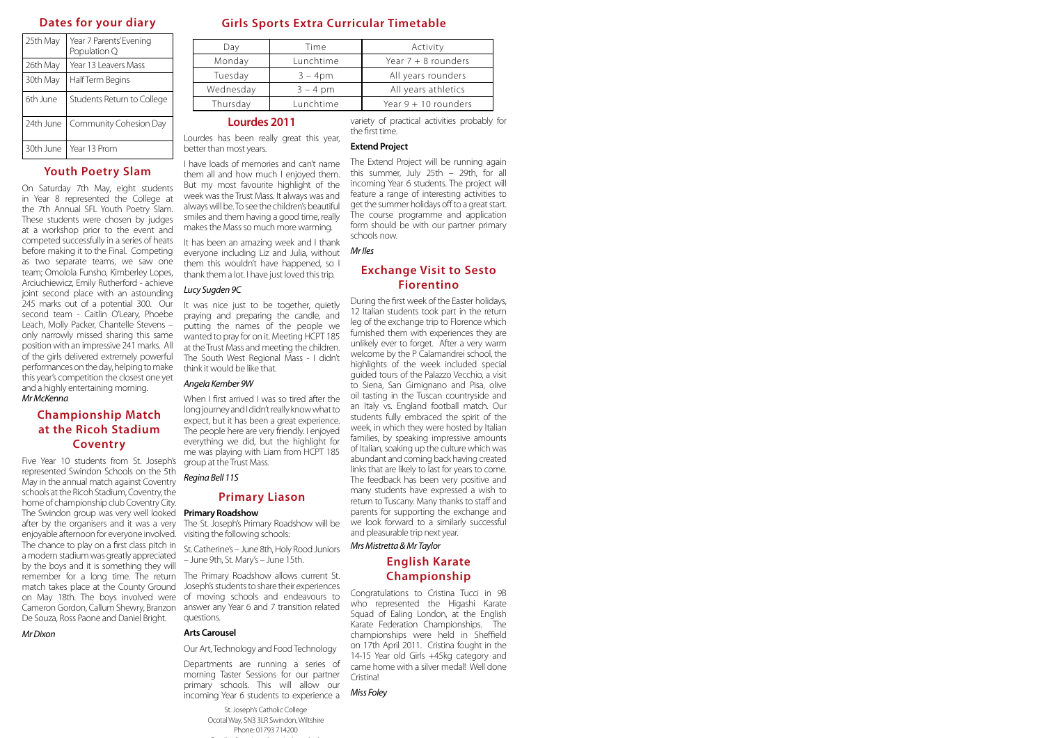## Dates for your diary

| | |
|---|---|
| 25th May | Year 7 Parents' Evening Population Q |
| 26th May | Year 13 Leavers Mass |
| 30th May | Half Term Begins |
| 6th June | Students Return to College |
| 24th June | Community Cohesion Day |
| 30th June | Year 13 Prom |

## Youth Poetry Slam

On Saturday 7th May, eight students in Year 8 represented the College at the 7th Annual SFL Youth Poetry Slam. These students were chosen by judges at a workshop prior to the event and competed successfully in a series of heats before making it to the Final. Competing as two separate teams, we saw one team; Omolola Funsho, Kimberley Lopes, Arciuchiewicz, Emily Rutherford - achieve joint second place with an astounding 245 marks out of a potential 300. Our second team - Caitlin O'Leary, Phoebe Leach, Molly Packer, Chantelle Stevens – only narrowly missed sharing this same position with an impressive 241 marks. All of the girls delivered extremely powerful performances on the day, helping to make this year's competition the closest one yet and a highly entertaining morning.

*Mr McKenna*

## Championship Match at the Ricoh Stadium Coventry

Five Year 10 students from St. Joseph's represented Swindon Schools on the 5th May in the annual match against Coventry schools at the Ricoh Stadium, Coventry, the home of championship club Coventry City. The Swindon group was very well looked after by the organisers and it was a very enjoyable afternoon for everyone involved. The chance to play on a first class pitch in a modern stadium was greatly appreciated by the boys and it is something they will remember for a long time. The return match takes place at the County Ground on May 18th. The boys involved were Cameron Gordon, Callum Shewry, Branzon De Souza, Ross Paone and Daniel Bright.

*Mr Dixon*

## Girls Sports Extra Curricular Timetable

| Day | Time | Activity |
|---|---|---|
| Monday | Lunchtime | Year 7 + 8 rounders |
| Tuesday | 3 – 4pm | All years rounders |
| Wednesday | 3 – 4 pm | All years athletics |
| Thursday | Lunchtime | Year 9 + 10 rounders |

## Lourdes 2011

Lourdes has been really great this year, better than most years.

I have loads of memories and can't name them all and how much I enjoyed them. But my most favourite highlight of the week was the Trust Mass. It always was and always will be. To see the children's beautiful smiles and them having a good time, really makes the Mass so much more warming.

It has been an amazing week and I thank everyone including Liz and Julia, without them this wouldn't have happened, so I thank them a lot. I have just loved this trip.

*Lucy Sugden 9C*

It was nice just to be together, quietly praying and preparing the candle, and putting the names of the people we wanted to pray for on it. Meeting HCPT 185 at the Trust Mass and meeting the children. The South West Regional Mass - I didn't think it would be like that.

*Angela Kember 9W*

When I first arrived I was so tired after the long journey and I didn't really know what to expect, but it has been a great experience. The people here are very friendly. I enjoyed everything we did, but the highlight for me was playing with Liam from HCPT 185 group at the Trust Mass.

*Regina Bell 11S*

## Primary Liason

**Primary Roadshow**

The St. Joseph's Primary Roadshow will be visiting the following schools:

St. Catherine's – June 8th, Holy Rood Juniors – June 9th, St. Mary's – June 15th.

The Primary Roadshow allows current St. Joseph's students to share their experiences of moving schools and endeavours to answer any Year 6 and 7 transition related questions.

**Arts Carousel**

Our Art, Technology and Food Technology

Departments are running a series of morning Taster Sessions for our partner primary schools. This will allow our incoming Year 6 students to experience a variety of practical activities probably for the first time.

**Extend Project**

The Extend Project will be running again this summer, July 25th – 29th, for all incoming Year 6 students. The project will feature a range of interesting activities to get the summer holidays off to a great start. The course programme and application form should be with our partner primary schools now.

*Mr Iles*

## Exchange Visit to Sesto Fiorentino

During the first week of the Easter holidays, 12 Italian students took part in the return leg of the exchange trip to Florence which furnished them with experiences they are unlikely ever to forget. After a very warm welcome by the P Calamandrei school, the highlights of the week included special guided tours of the Palazzo Vecchio, a visit to Siena, San Gimignano and Pisa, olive oil tasting in the Tuscan countryside and an Italy vs. England football match. Our students fully embraced the spirit of the week, in which they were hosted by Italian families, by speaking impressive amounts of Italian, soaking up the culture which was abundant and coming back having created links that are likely to last for years to come. The feedback has been very positive and many students have expressed a wish to return to Tuscany. Many thanks to staff and parents for supporting the exchange and we look forward to a similarly successful and pleasurable trip next year.

*Mrs Mistretta & Mr Taylor*

## English Karate Championship

Congratulations to Cristina Tucci in 9B who represented the Higashi Karate Squad of Ealing London, at the English Karate Federation Championships. The championships were held in Sheffield on 17th April 2011. Cristina fought in the 14-15 Year old Girls +45kg category and came home with a silver medal! Well done Cristina!

*Miss Foley*

St. Joseph's Catholic College
Ocotal Way, SN3 3LR Swindon, Wiltshire
Phone: 01793 714200